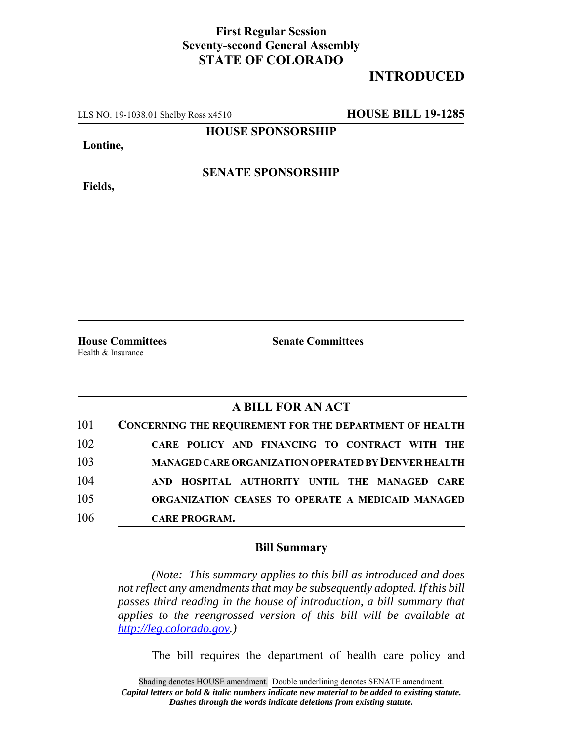**First Regular Session**
**Seventy-second General Assembly**
**STATE OF COLORADO**

**INTRODUCED**

LLS NO. 19-1038.01 Shelby Ross x4510 **HOUSE BILL 19-1285**

**HOUSE SPONSORSHIP**

**Lontine,**

**SENATE SPONSORSHIP**

**Fields,**

**House Committees**
Health & Insurance

**Senate Committees**

## A BILL FOR AN ACT

101 **CONCERNING THE REQUIREMENT FOR THE DEPARTMENT OF HEALTH**
102 **CARE POLICY AND FINANCING TO CONTRACT WITH THE**
103 **MANAGED CARE ORGANIZATION OPERATED BY DENVER HEALTH**
104 **AND HOSPITAL AUTHORITY UNTIL THE MANAGED CARE**
105 **ORGANIZATION CEASES TO OPERATE A MEDICAID MANAGED**
106 **CARE PROGRAM.**

### Bill Summary

*(Note: This summary applies to this bill as introduced and does not reflect any amendments that may be subsequently adopted. If this bill passes third reading in the house of introduction, a bill summary that applies to the reengrossed version of this bill will be available at http://leg.colorado.gov.)*

The bill requires the department of health care policy and

Shading denotes HOUSE amendment. Double underlining denotes SENATE amendment.
***Capital letters or bold & italic numbers indicate new material to be added to existing statute.***
***Dashes through the words indicate deletions from existing statute.***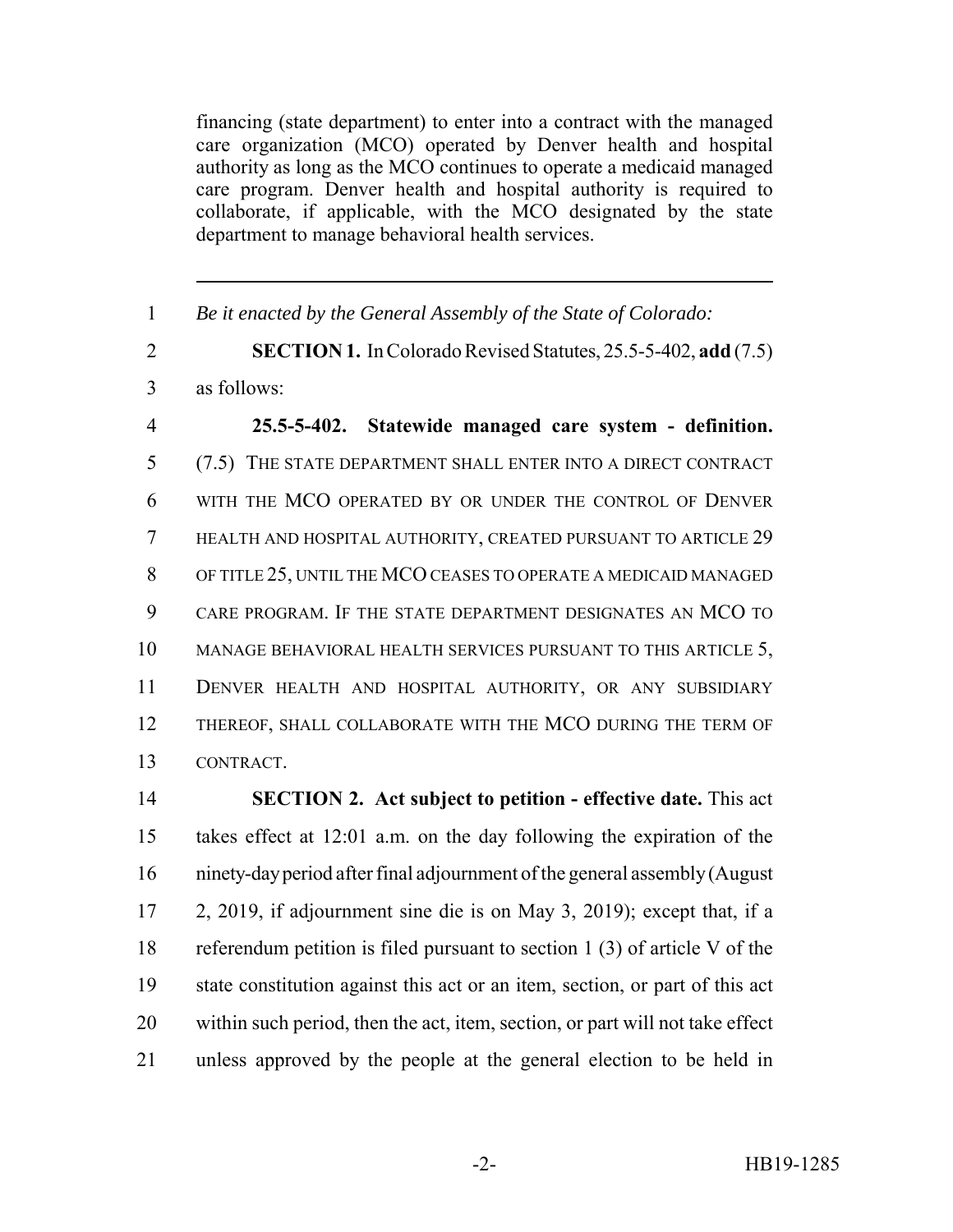financing (state department) to enter into a contract with the managed care organization (MCO) operated by Denver health and hospital authority as long as the MCO continues to operate a medicaid managed care program. Denver health and hospital authority is required to collaborate, if applicable, with the MCO designated by the state department to manage behavioral health services.

---

1 *Be it enacted by the General Assembly of the State of Colorado:*

2 **SECTION 1.** In Colorado Revised Statutes, 25.5-5-402, **add** (7.5)
3 as follows:

4 **25.5-5-402. Statewide managed care system - definition.**
5 (7.5) THE STATE DEPARTMENT SHALL ENTER INTO A DIRECT CONTRACT
6 WITH THE MCO OPERATED BY OR UNDER THE CONTROL OF DENVER
7 HEALTH AND HOSPITAL AUTHORITY, CREATED PURSUANT TO ARTICLE 29
8 OF TITLE 25, UNTIL THE MCO CEASES TO OPERATE A MEDICAID MANAGED
9 CARE PROGRAM. IF THE STATE DEPARTMENT DESIGNATES AN MCO TO
10 MANAGE BEHAVIORAL HEALTH SERVICES PURSUANT TO THIS ARTICLE 5,
11 DENVER HEALTH AND HOSPITAL AUTHORITY, OR ANY SUBSIDIARY
12 THEREOF, SHALL COLLABORATE WITH THE MCO DURING THE TERM OF
13 CONTRACT.

14 **SECTION 2. Act subject to petition - effective date.** This act
15 takes effect at 12:01 a.m. on the day following the expiration of the
16 ninety-day period after final adjournment of the general assembly (August
17 2, 2019, if adjournment sine die is on May 3, 2019); except that, if a
18 referendum petition is filed pursuant to section 1 (3) of article V of the
19 state constitution against this act or an item, section, or part of this act
20 within such period, then the act, item, section, or part will not take effect
21 unless approved by the people at the general election to be held in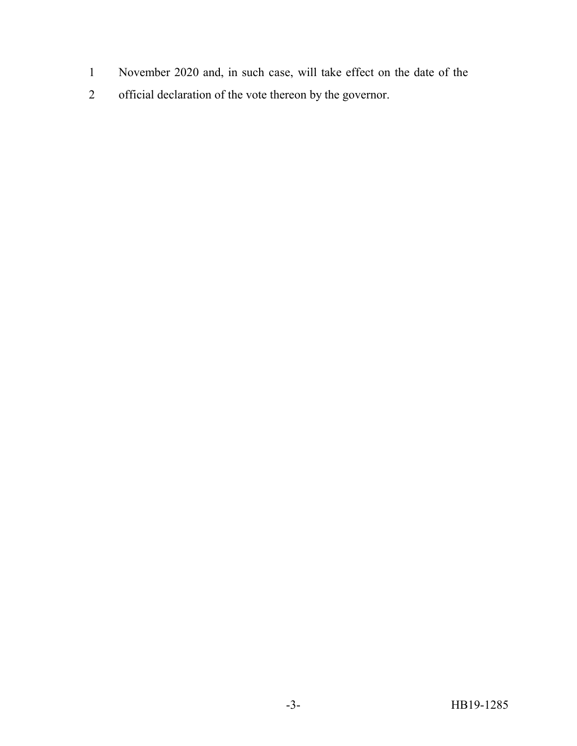November 2020 and, in such case, will take effect on the date of the official declaration of the vote thereon by the governor.